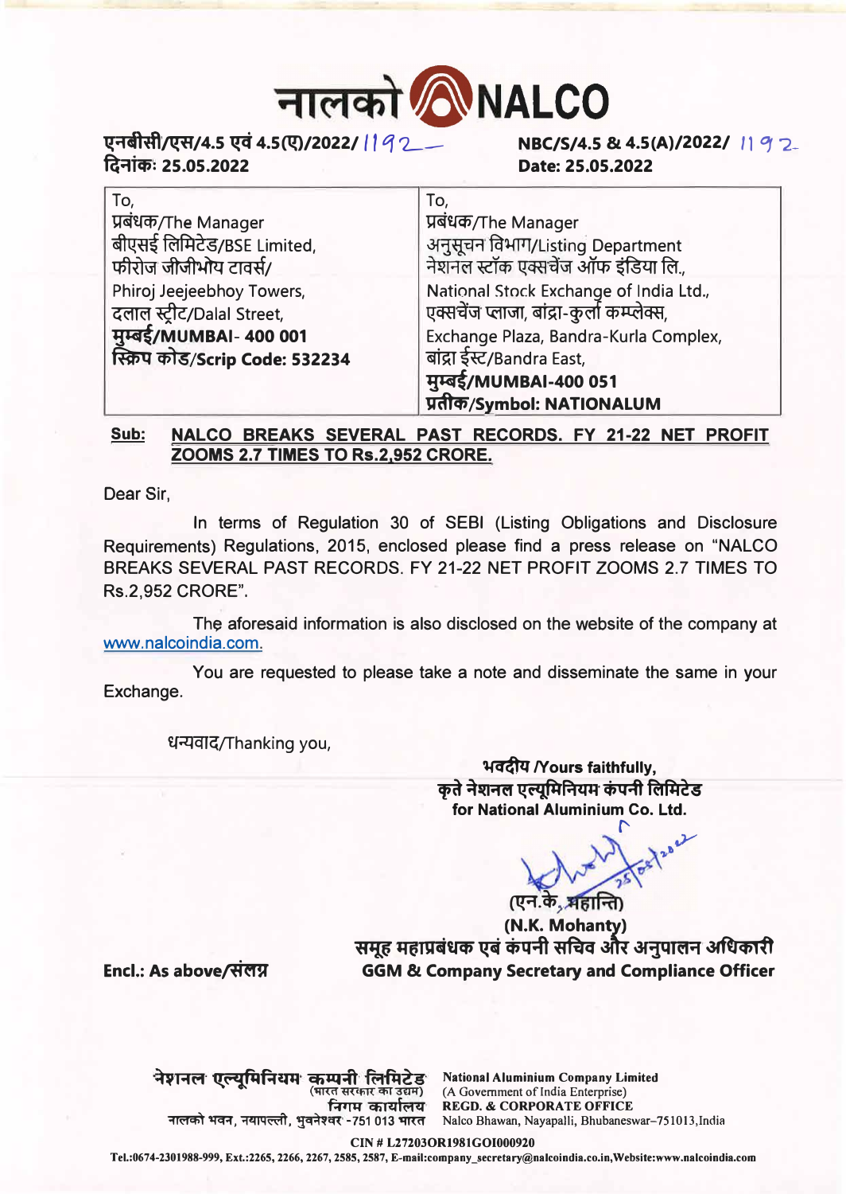# नालको NALCO

एनबीसी/एस/4.5 एवं 4.5(ए)/2022/ 1192
दिनांक: 25.05.2022

NBC/S/4.5 & 4.5(A)/2022/ 1192
Date: 25.05.2022

| To, | To, |
|---|---|
| प्रबंधक/The Manager | प्रबंधक/The Manager |
| बीएसई लिमिटेड/BSE Limited, | अनुसूचन विभाग/Listing Department |
| फीरोज जीजीभोय टावर्स/ | नेशनल स्टॉक एक्सचेंज ऑफ इंडिया लि., |
| Phiroj Jeejeebhoy Towers, | National Stock Exchange of India Ltd., |
| दलाल स्ट्रीट/Dalal Street, | एक्सचेंज प्लाजा, बांद्रा-कुर्ला कम्प्लेक्स, |
| **मुम्बई/MUMBAI- 400 001** | Exchange Plaza, Bandra-Kurla Complex, |
| **स्क्रिप कोड/Scrip Code: 532234** | बांद्रा ईस्ट/Bandra East, |
| | **मुम्बई/MUMBAI-400 051** |
| | **प्रतीक/Symbol: NATIONALUM** |

**Sub: NALCO BREAKS SEVERAL PAST RECORDS. FY 21-22 NET PROFIT ZOOMS 2.7 TIMES TO Rs.2,952 CRORE.**

Dear Sir,

In terms of Regulation 30 of SEBI (Listing Obligations and Disclosure Requirements) Regulations, 2015, enclosed please find a press release on "NALCO BREAKS SEVERAL PAST RECORDS. FY 21-22 NET PROFIT ZOOMS 2.7 TIMES TO Rs.2,952 CRORE".

The aforesaid information is also disclosed on the website of the company at www.nalcoindia.com.

You are requested to please take a note and disseminate the same in your Exchange.

धन्यवाद/Thanking you,

**भवदीय /Yours faithfully,**
**कृते नेशनल एल्यूमिनियम कंपनी लिमिटेड**
**for National Aluminium Co. Ltd.**

25/05/2022

(एन.के. महान्ति)
**(N.K. Mohanty)**
**समूह महाप्रबंधक एवं कंपनी सचिव और अनुपालन अधिकारी**
**GGM & Company Secretary and Compliance Officer**

**Encl.: As above/संलग्न**

नेशनल एल्यूमिनियम कम्पनी लिमिटेड (भारत सरकार का उद्यम) निगम कार्यालय नालको भवन, नयापल्ली, भुवनेश्वर -751 013 भारत

**National Aluminium Company Limited**
(A Government of India Enterprise)
**REGD. & CORPORATE OFFICE**
Nalco Bhawan, Nayapalli, Bhubaneswar–751013,India

**CIN # L27203OR1981GOI000920**
**Tel.:0674-2301988-999, Ext.:2265, 2266, 2267, 2585, 2587, E-mail:company_secretary@nalcoindia.co.in,Website:www.nalcoindia.com**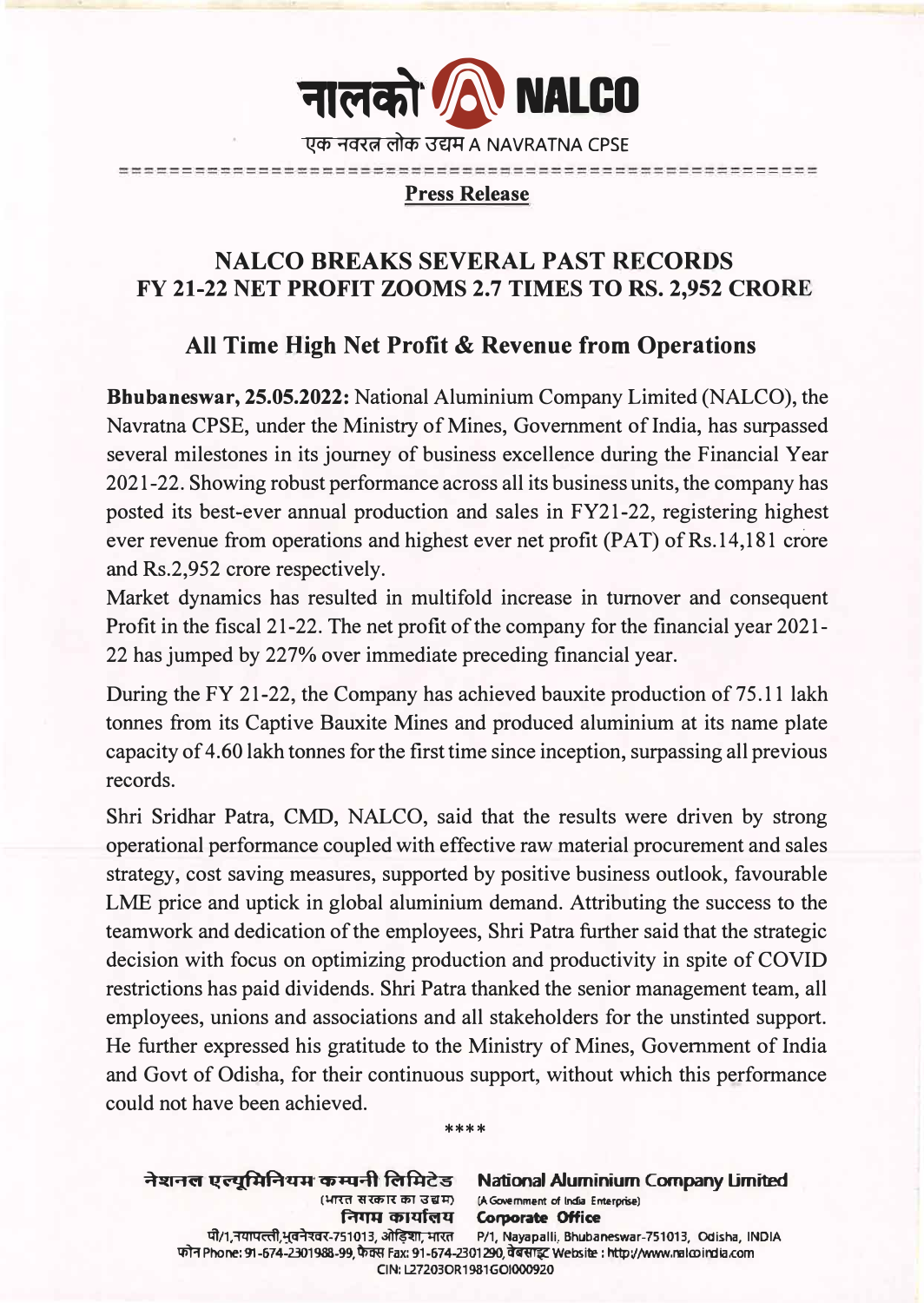नालको NALCO

एक नवरत्न लोक उद्यम A NAVRATNA CPSE

**Press Release**

## NALCO BREAKS SEVERAL PAST RECORDS FY 21-22 NET PROFIT ZOOMS 2.7 TIMES TO RS. 2,952 CRORE

### All Time High Net Profit & Revenue from Operations

**Bhubaneswar, 25.05.2022:** National Aluminium Company Limited (NALCO), the Navratna CPSE, under the Ministry of Mines, Government of India, has surpassed several milestones in its journey of business excellence during the Financial Year 2021-22. Showing robust performance across all its business units, the company has posted its best-ever annual production and sales in FY21-22, registering highest ever revenue from operations and highest ever net profit (PAT) of Rs.14,181 crore and Rs.2,952 crore respectively.

Market dynamics has resulted in multifold increase in turnover and consequent Profit in the fiscal 21-22. The net profit of the company for the financial year 2021-22 has jumped by 227% over immediate preceding financial year.

During the FY 21-22, the Company has achieved bauxite production of 75.11 lakh tonnes from its Captive Bauxite Mines and produced aluminium at its name plate capacity of 4.60 lakh tonnes for the first time since inception, surpassing all previous records.

Shri Sridhar Patra, CMD, NALCO, said that the results were driven by strong operational performance coupled with effective raw material procurement and sales strategy, cost saving measures, supported by positive business outlook, favourable LME price and uptick in global aluminium demand. Attributing the success to the teamwork and dedication of the employees, Shri Patra further said that the strategic decision with focus on optimizing production and productivity in spite of COVID restrictions has paid dividends. Shri Patra thanked the senior management team, all employees, unions and associations and all stakeholders for the unstinted support. He further expressed his gratitude to the Ministry of Mines, Government of India and Govt of Odisha, for their continuous support, without which this performance could not have been achieved.

****

नेशनल एल्यूमिनियम कम्पनी लिमिटेड (भारत सरकार का उद्यम) निगम कार्यालय
National Aluminium Company Limited (A Government of India Enterprise) Corporate Office

पी/1,नयापल्ली,भुवनेश्वर-751013, ओड़िशा, भारत P/1, Nayapalli, Bhubaneswar-751013, Odisha, INDIA

फोन Phone: 91-674-2301988-99, फैक्स Fax: 91-674-2301290, वेबसाइट Website : http://www.nalcoindia.com

CIN: L27203OR1981GOI000920